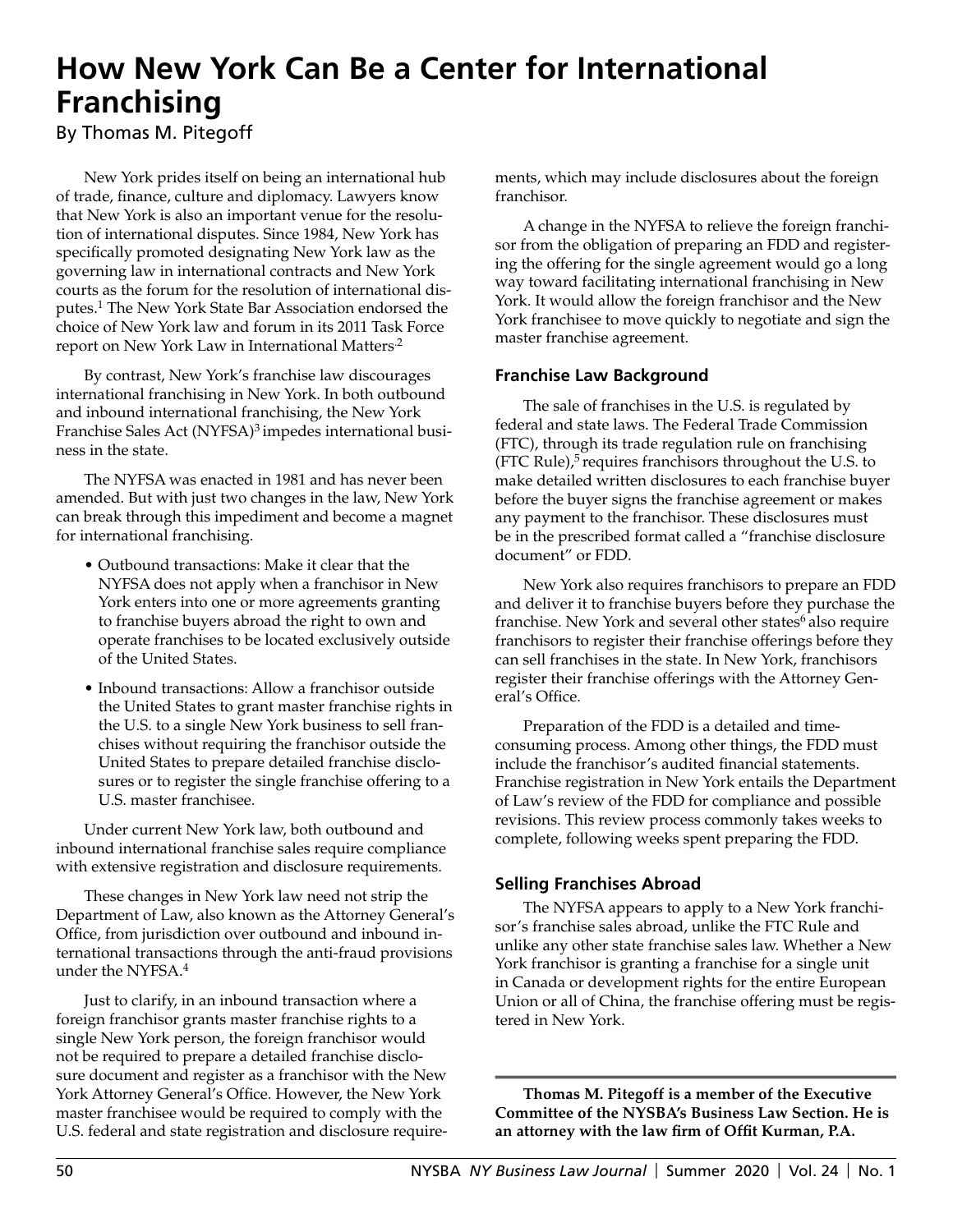# How New York Can Be a Center for International Franchising

By Thomas M. Pitegoff

New York prides itself on being an international hub of trade, finance, culture and diplomacy. Lawyers know that New York is also an important venue for the resolution of international disputes. Since 1984, New York has specifically promoted designating New York law as the governing law in international contracts and New York courts as the forum for the resolution of international disputes.[1] The New York State Bar Association endorsed the choice of New York law and forum in its 2011 Task Force report on New York Law in International Matters.[2]

By contrast, New York's franchise law discourages international franchising in New York. In both outbound and inbound international franchising, the New York Franchise Sales Act (NYFSA)[3] impedes international business in the state.

The NYFSA was enacted in 1981 and has never been amended. But with just two changes in the law, New York can break through this impediment and become a magnet for international franchising.

- Outbound transactions: Make it clear that the NYFSA does not apply when a franchisor in New York enters into one or more agreements granting to franchise buyers abroad the right to own and operate franchises to be located exclusively outside of the United States.
- Inbound transactions: Allow a franchisor outside the United States to grant master franchise rights in the U.S. to a single New York business to sell franchises without requiring the franchisor outside the United States to prepare detailed franchise disclosures or to register the single franchise offering to a U.S. master franchisee.

Under current New York law, both outbound and inbound international franchise sales require compliance with extensive registration and disclosure requirements.

These changes in New York law need not strip the Department of Law, also known as the Attorney General's Office, from jurisdiction over outbound and inbound international transactions through the anti-fraud provisions under the NYFSA.[4]

Just to clarify, in an inbound transaction where a foreign franchisor grants master franchise rights to a single New York person, the foreign franchisor would not be required to prepare a detailed franchise disclosure document and register as a franchisor with the New York Attorney General's Office. However, the New York master franchisee would be required to comply with the U.S. federal and state registration and disclosure requirements, which may include disclosures about the foreign franchisor.

A change in the NYFSA to relieve the foreign franchisor from the obligation of preparing an FDD and registering the offering for the single agreement would go a long way toward facilitating international franchising in New York. It would allow the foreign franchisor and the New York franchisee to move quickly to negotiate and sign the master franchise agreement.

## Franchise Law Background

The sale of franchises in the U.S. is regulated by federal and state laws. The Federal Trade Commission (FTC), through its trade regulation rule on franchising (FTC Rule),[5] requires franchisors throughout the U.S. to make detailed written disclosures to each franchise buyer before the buyer signs the franchise agreement or makes any payment to the franchisor. These disclosures must be in the prescribed format called a "franchise disclosure document" or FDD.

New York also requires franchisors to prepare an FDD and deliver it to franchise buyers before they purchase the franchise. New York and several other states[6] also require franchisors to register their franchise offerings before they can sell franchises in the state. In New York, franchisors register their franchise offerings with the Attorney General's Office.

Preparation of the FDD is a detailed and time-consuming process. Among other things, the FDD must include the franchisor's audited financial statements. Franchise registration in New York entails the Department of Law's review of the FDD for compliance and possible revisions. This review process commonly takes weeks to complete, following weeks spent preparing the FDD.

## Selling Franchises Abroad

The NYFSA appears to apply to a New York franchisor's franchise sales abroad, unlike the FTC Rule and unlike any other state franchise sales law. Whether a New York franchisor is granting a franchise for a single unit in Canada or development rights for the entire European Union or all of China, the franchise offering must be registered in New York.

---

**Thomas M. Pitegoff is a member of the Executive Committee of the NYSBA's Business Law Section. He is an attorney with the law firm of Offit Kurman, P.A.**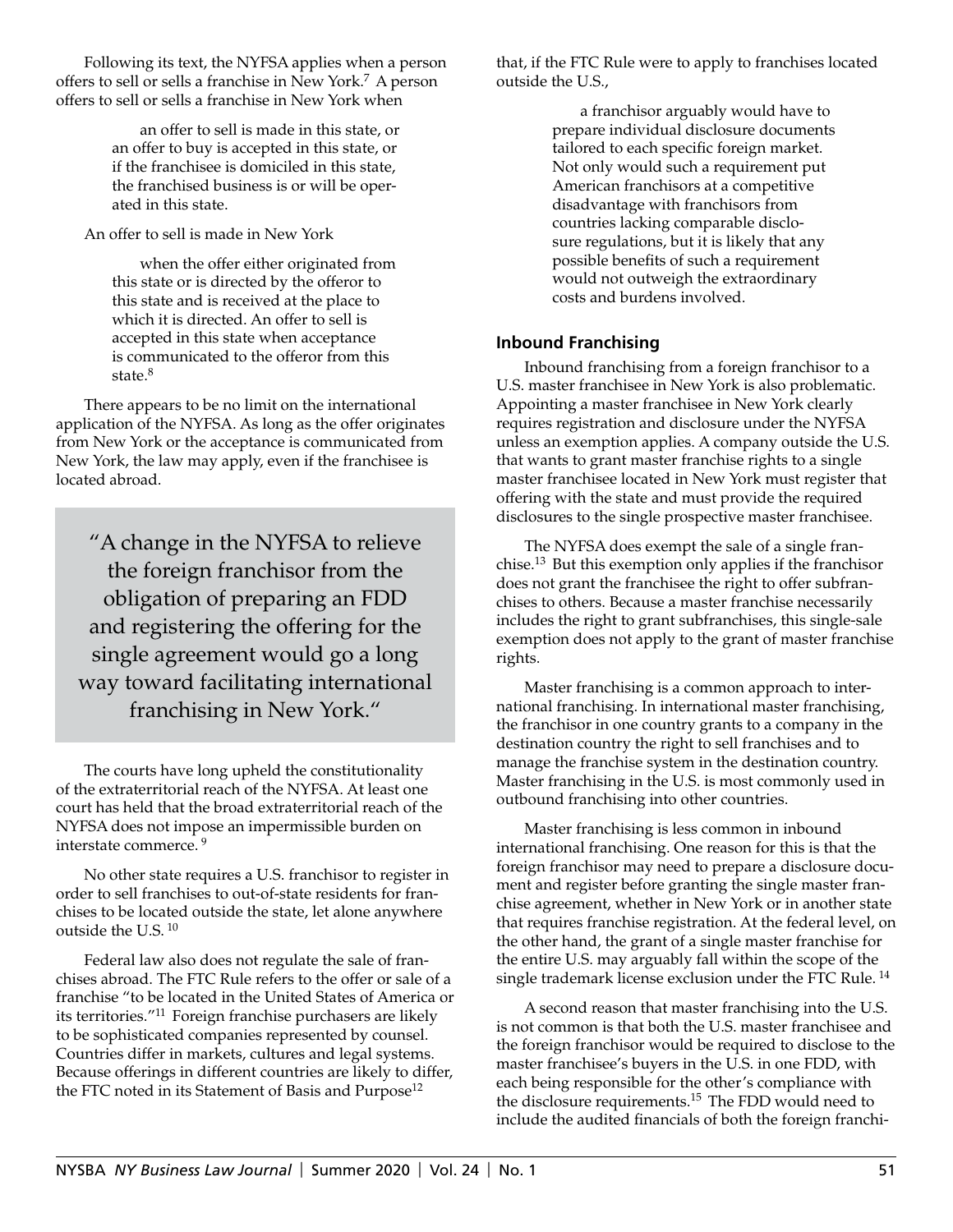Following its text, the NYFSA applies when a person offers to sell or sells a franchise in New York.[7] A person offers to sell or sells a franchise in New York when

> an offer to sell is made in this state, or an offer to buy is accepted in this state, or if the franchisee is domiciled in this state, the franchised business is or will be operated in this state.

An offer to sell is made in New York

> when the offer either originated from this state or is directed by the offeror to this state and is received at the place to which it is directed. An offer to sell is accepted in this state when acceptance is communicated to the offeror from this state.[8]

There appears to be no limit on the international application of the NYFSA. As long as the offer originates from New York or the acceptance is communicated from New York, the law may apply, even if the franchisee is located abroad.

> "A change in the NYFSA to relieve the foreign franchisor from the obligation of preparing an FDD and registering the offering for the single agreement would go a long way toward facilitating international franchising in New York."

The courts have long upheld the constitutionality of the extraterritorial reach of the NYFSA. At least one court has held that the broad extraterritorial reach of the NYFSA does not impose an impermissible burden on interstate commerce.[9]

No other state requires a U.S. franchisor to register in order to sell franchises to out-of-state residents for franchises to be located outside the state, let alone anywhere outside the U.S.[10]

Federal law also does not regulate the sale of franchises abroad. The FTC Rule refers to the offer or sale of a franchise "to be located in the United States of America or its territories."[11] Foreign franchise purchasers are likely to be sophisticated companies represented by counsel. Countries differ in markets, cultures and legal systems. Because offerings in different countries are likely to differ, the FTC noted in its Statement of Basis and Purpose[12] that, if the FTC Rule were to apply to franchises located outside the U.S.,

> a franchisor arguably would have to prepare individual disclosure documents tailored to each specific foreign market. Not only would such a requirement put American franchisors at a competitive disadvantage with franchisors from countries lacking comparable disclosure regulations, but it is likely that any possible benefits of such a requirement would not outweigh the extraordinary costs and burdens involved.

### Inbound Franchising

Inbound franchising from a foreign franchisor to a U.S. master franchisee in New York is also problematic. Appointing a master franchisee in New York clearly requires registration and disclosure under the NYFSA unless an exemption applies. A company outside the U.S. that wants to grant master franchise rights to a single master franchisee located in New York must register that offering with the state and must provide the required disclosures to the single prospective master franchisee.

The NYFSA does exempt the sale of a single franchise.[13] But this exemption only applies if the franchisor does not grant the franchisee the right to offer subfranchises to others. Because a master franchise necessarily includes the right to grant subfranchises, this single-sale exemption does not apply to the grant of master franchise rights.

Master franchising is a common approach to international franchising. In international master franchising, the franchisor in one country grants to a company in the destination country the right to sell franchises and to manage the franchise system in the destination country. Master franchising in the U.S. is most commonly used in outbound franchising into other countries.

Master franchising is less common in inbound international franchising. One reason for this is that the foreign franchisor may need to prepare a disclosure document and register before granting the single master franchise agreement, whether in New York or in another state that requires franchise registration. At the federal level, on the other hand, the grant of a single master franchise for the entire U.S. may arguably fall within the scope of the single trademark license exclusion under the FTC Rule.[14]

A second reason that master franchising into the U.S. is not common is that both the U.S. master franchisee and the foreign franchisor would be required to disclose to the master franchisee's buyers in the U.S. in one FDD, with each being responsible for the other's compliance with the disclosure requirements.[15] The FDD would need to include the audited financials of both the foreign franchi-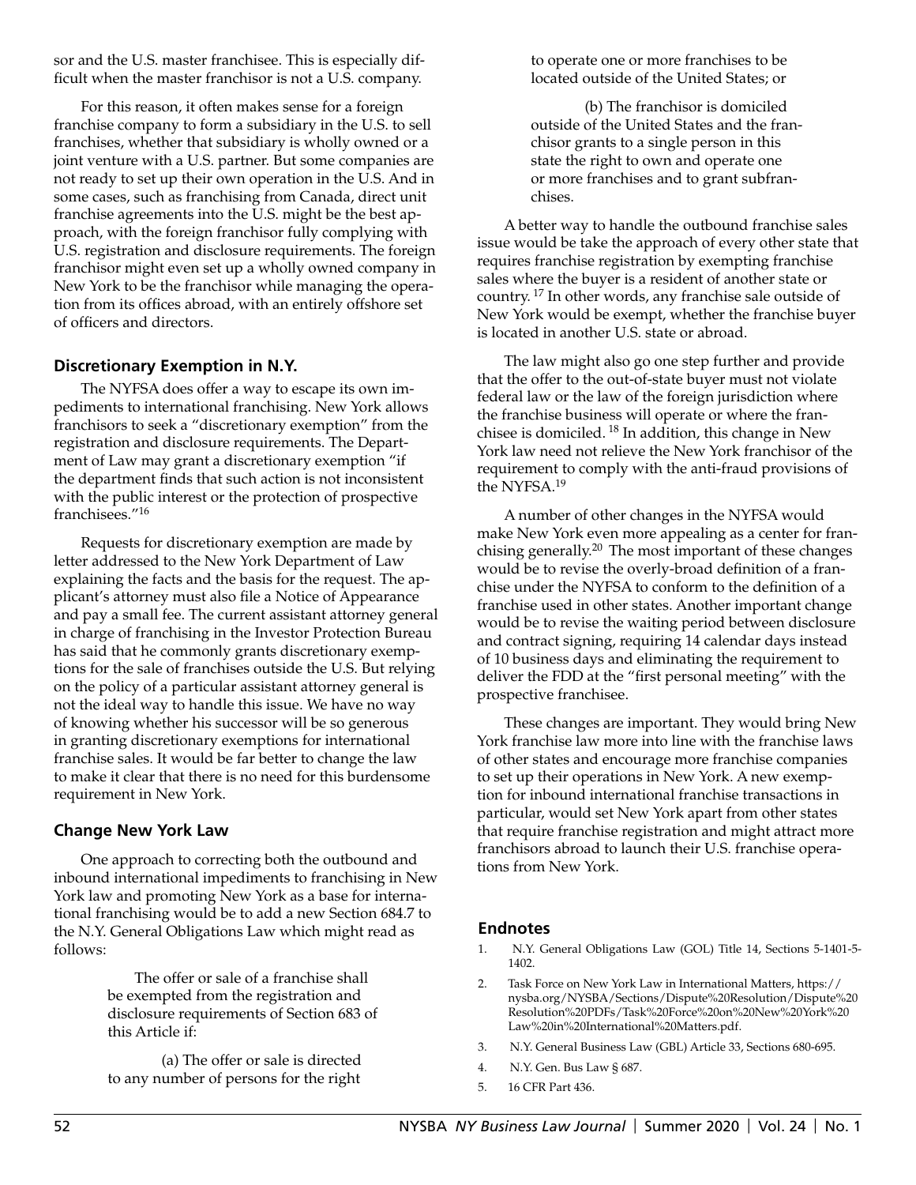sor and the U.S. master franchisee. This is especially difficult when the master franchisor is not a U.S. company.

For this reason, it often makes sense for a foreign franchise company to form a subsidiary in the U.S. to sell franchises, whether that subsidiary is wholly owned or a joint venture with a U.S. partner. But some companies are not ready to set up their own operation in the U.S. And in some cases, such as franchising from Canada, direct unit franchise agreements into the U.S. might be the best approach, with the foreign franchisor fully complying with U.S. registration and disclosure requirements. The foreign franchisor might even set up a wholly owned company in New York to be the franchisor while managing the operation from its offices abroad, with an entirely offshore set of officers and directors.

### Discretionary Exemption in N.Y.

The NYFSA does offer a way to escape its own impediments to international franchising. New York allows franchisors to seek a "discretionary exemption" from the registration and disclosure requirements. The Department of Law may grant a discretionary exemption "if the department finds that such action is not inconsistent with the public interest or the protection of prospective franchisees."[16]

Requests for discretionary exemption are made by letter addressed to the New York Department of Law explaining the facts and the basis for the request. The applicant's attorney must also file a Notice of Appearance and pay a small fee. The current assistant attorney general in charge of franchising in the Investor Protection Bureau has said that he commonly grants discretionary exemptions for the sale of franchises outside the U.S. But relying on the policy of a particular assistant attorney general is not the ideal way to handle this issue. We have no way of knowing whether his successor will be so generous in granting discretionary exemptions for international franchise sales. It would be far better to change the law to make it clear that there is no need for this burdensome requirement in New York.

### Change New York Law

One approach to correcting both the outbound and inbound international impediments to franchising in New York law and promoting New York as a base for international franchising would be to add a new Section 684.7 to the N.Y. General Obligations Law which might read as follows:

> The offer or sale of a franchise shall be exempted from the registration and disclosure requirements of Section 683 of this Article if:
>
> (a) The offer or sale is directed to any number of persons for the right to operate one or more franchises to be located outside of the United States; or
>
> (b) The franchisor is domiciled outside of the United States and the franchisor grants to a single person in this state the right to own and operate one or more franchises and to grant subfranchises.

A better way to handle the outbound franchise sales issue would be take the approach of every other state that requires franchise registration by exempting franchise sales where the buyer is a resident of another state or country.[17] In other words, any franchise sale outside of New York would be exempt, whether the franchise buyer is located in another U.S. state or abroad.

The law might also go one step further and provide that the offer to the out-of-state buyer must not violate federal law or the law of the foreign jurisdiction where the franchise business will operate or where the franchisee is domiciled.[18] In addition, this change in New York law need not relieve the New York franchisor of the requirement to comply with the anti-fraud provisions of the NYFSA.[19]

A number of other changes in the NYFSA would make New York even more appealing as a center for franchising generally.[20] The most important of these changes would be to revise the overly-broad definition of a franchise under the NYFSA to conform to the definition of a franchise used in other states. Another important change would be to revise the waiting period between disclosure and contract signing, requiring 14 calendar days instead of 10 business days and eliminating the requirement to deliver the FDD at the "first personal meeting" with the prospective franchisee.

These changes are important. They would bring New York franchise law more into line with the franchise laws of other states and encourage more franchise companies to set up their operations in New York. A new exemption for inbound international franchise transactions in particular, would set New York apart from other states that require franchise registration and might attract more franchisors abroad to launch their U.S. franchise operations from New York.

### Endnotes

1. N.Y. General Obligations Law (GOL) Title 14, Sections 5-1401-5-1402.
2. Task Force on New York Law in International Matters, https://nysba.org/NYSBA/Sections/Dispute%20Resolution/Dispute%20Resolution%20PDFs/Task%20Force%20on%20New%20York%20Law%20in%20International%20Matters.pdf.
3. N.Y. General Business Law (GBL) Article 33, Sections 680-695.
4. N.Y. Gen. Bus Law § 687.
5. 16 CFR Part 436.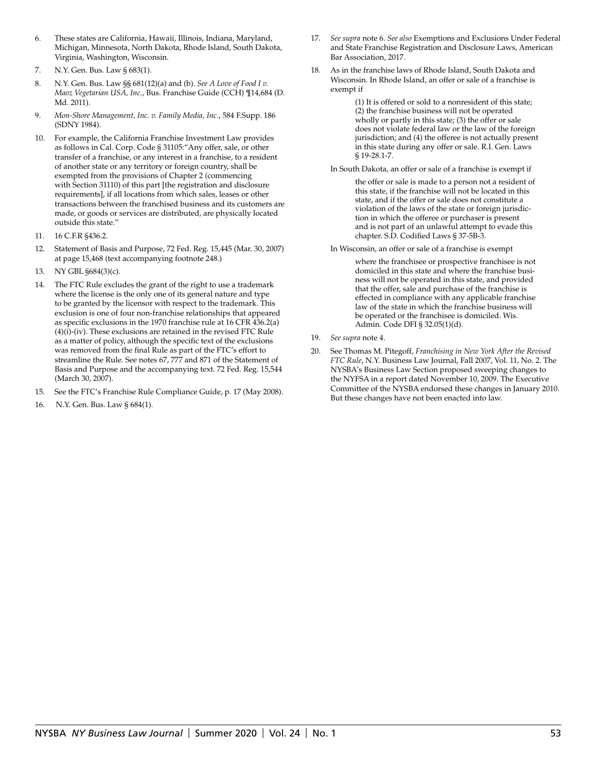6. These states are California, Hawaii, Illinois, Indiana, Maryland, Michigan, Minnesota, North Dakota, Rhode Island, South Dakota, Virginia, Washington, Wisconsin.

7. N.Y. Gen. Bus. Law § 683(1).

8. N.Y. Gen. Bus. Law §§ 681(12)(a) and (b). *See A Love of Food I v. Maoz Vegetarian USA, Inc.*, Bus. Franchise Guide (CCH) ¶14,684 (D. Md. 2011).

9. *Mon-Shore Management, Inc. v. Family Media, Inc.*, 584 F.Supp. 186 (SDNY 1984).

10. For example, the California Franchise Investment Law provides as follows in Cal. Corp. Code § 31105:"Any offer, sale, or other transfer of a franchise, or any interest in a franchise, to a resident of another state or any territory or foreign country, shall be exempted from the provisions of Chapter 2 (commencing with Section 31110) of this part [the registration and disclosure requirements], if all locations from which sales, leases or other transactions between the franchised business and its customers are made, or goods or services are distributed, are physically located outside this state."

11. 16 C.F.R §436.2.

12. Statement of Basis and Purpose, 72 Fed. Reg. 15,445 (Mar. 30, 2007) at page 15,468 (text accompanying footnote 248.)

13. NY GBL §684(3)(c).

14. The FTC Rule excludes the grant of the right to use a trademark where the license is the only one of its general nature and type to be granted by the licensor with respect to the trademark. This exclusion is one of four non-franchise relationships that appeared as specific exclusions in the 1970 franchise rule at 16 CFR 436.2(a)(4)(i)-(iv). These exclusions are retained in the revised FTC Rule as a matter of policy, although the specific text of the exclusions was removed from the final Rule as part of the FTC's effort to streamline the Rule. See notes 67, 777 and 871 of the Statement of Basis and Purpose and the accompanying text. 72 Fed. Reg. 15,544 (March 30, 2007).

15. See the FTC's Franchise Rule Compliance Guide, p. 17 (May 2008).

16. N.Y. Gen. Bus. Law § 684(1).

17. *See supra* note 6. *See also* Exemptions and Exclusions Under Federal and State Franchise Registration and Disclosure Laws, American Bar Association, 2017.

18. As in the franchise laws of Rhode Island, South Dakota and Wisconsin. In Rhode Island, an offer or sale of a franchise is exempt if

    > (1) It is offered or sold to a nonresident of this state; (2) the franchise business will not be operated wholly or partly in this state; (3) the offer or sale does not violate federal law or the law of the foreign jurisdiction; and (4) the offeree is not actually present in this state during any offer or sale. R.I. Gen. Laws § 19-28.1-7.

    In South Dakota, an offer or sale of a franchise is exempt if

    > the offer or sale is made to a person not a resident of this state, if the franchise will not be located in this state, and if the offer or sale does not constitute a violation of the laws of the state or foreign jurisdiction in which the offeree or purchaser is present and is not part of an unlawful attempt to evade this chapter. S.D. Codified Laws § 37-5B-3.

    In Wisconsin, an offer or sale of a franchise is exempt

    > where the franchisee or prospective franchisee is not domiciled in this state and where the franchise business will not be operated in this state, and provided that the offer, sale and purchase of the franchise is effected in compliance with any applicable franchise law of the state in which the franchise business will be operated or the franchisee is domiciled. Wis. Admin. Code DFI § 32.05(1)(d).

19. *See supra* note 4.

20. See Thomas M. Pitegoff, *Franchising in New York After the Revised FTC Rule*, N.Y. Business Law Journal, Fall 2007, Vol. 11, No. 2. The NYSBA's Business Law Section proposed sweeping changes to the NYFSA in a report dated November 10, 2009. The Executive Committee of the NYSBA endorsed these changes in January 2010. But these changes have not been enacted into law.